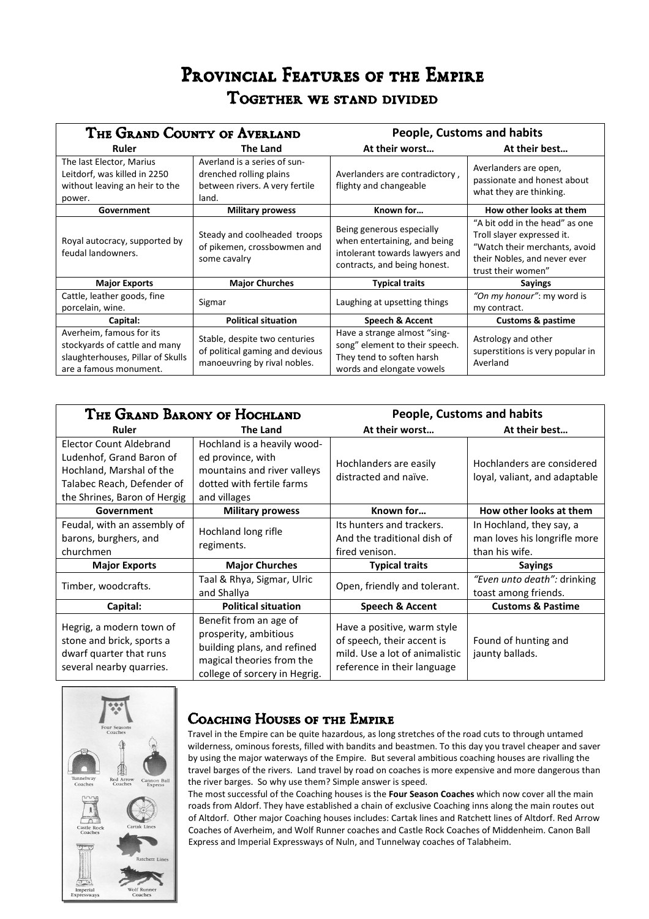# Provincial Features of the Empire

## Together we stand divided

| The Grand County of Averland | | People, Customs and habits | |
|---|---|---|---|
| **Ruler** | **The Land** | **At their worst…** | **At their best…** |
| The last Elector, Marius Leitdorf, was killed in 2250 without leaving an heir to the power. | Averland is a series of sun-drenched rolling plains between rivers. A very fertile land. | Averlanders are contradictory , flighty and changeable | Averlanders are open, passionate and honest about what they are thinking. |
| **Government** | **Military prowess** | **Known for…** | **How other looks at them** |
| Royal autocracy, supported by feudal landowners. | Steady and coolheaded troops of pikemen, crossbowmen and some cavalry | Being generous especially when entertaining, and being intolerant towards lawyers and contracts, and being honest. | "A bit odd in the head" as one Troll slayer expressed it. "Watch their merchants, avoid their Nobles, and never ever trust their women" |
| **Major Exports** | **Major Churches** | **Typical traits** | **Sayings** |
| Cattle, leather goods, fine porcelain, wine. | Sigmar | Laughing at upsetting things | *"On my honour"*: my word is my contract. |
| **Capital:** | **Political situation** | **Speech & Accent** | **Customs & pastime** |
| Averheim, famous for its stockyards of cattle and many slaughterhouses, Pillar of Skulls are a famous monument. | Stable, despite two centuries of political gaming and devious manoeuvring by rival nobles. | Have a strange almost "sing-song" element to their speech. They tend to soften harsh words and elongate vowels | Astrology and other superstitions is very popular in Averland |

| The Grand Barony of Hochland | | People, Customs and habits | |
|---|---|---|---|
| **Ruler** | **The Land** | **At their worst…** | **At their best…** |
| Elector Count Aldebrand Ludenhof, Grand Baron of Hochland, Marshal of the Talabec Reach, Defender of the Shrines, Baron of Hergig | Hochland is a heavily wood-ed province, with mountains and river valleys dotted with fertile farms and villages | Hochlanders are easily distracted and naïve. | Hochlanders are considered loyal, valiant, and adaptable |
| **Government** | **Military prowess** | **Known for…** | **How other looks at them** |
| Feudal, with an assembly of barons, burghers, and churchmen | Hochland long rifle regiments. | Its hunters and trackers. And the traditional dish of fired venison. | In Hochland, they say, a man loves his longrifle more than his wife. |
| **Major Exports** | **Major Churches** | **Typical traits** | **Sayings** |
| Timber, woodcrafts. | Taal & Rhya, Sigmar, Ulric and Shallya | Open, friendly and tolerant. | *"Even unto death":* drinking toast among friends. |
| **Capital:** | **Political situation** | **Speech & Accent** | **Customs & Pastime** |
| Hegrig, a modern town of stone and brick, sports a dwarf quarter that runs several nearby quarries. | Benefit from an age of prosperity, ambitious building plans, and refined magical theories from the college of sorcery in Hegrig. | Have a positive, warm style of speech, their accent is mild. Use a lot of animalistic reference in their language | Found of hunting and jaunty ballads. |

## Coaching Houses of the Empire

Travel in the Empire can be quite hazardous, as long stretches of the road cuts to through untamed wilderness, ominous forests, filled with bandits and beastmen. To this day you travel cheaper and saver by using the major waterways of the Empire. But several ambitious coaching houses are rivalling the travel barges of the rivers. Land travel by road on coaches is more expensive and more dangerous than the river barges. So why use them? Simple answer is speed.

The most successful of the Coaching houses is the **Four Season Coaches** which now cover all the main roads from Aldorf. They have established a chain of exclusive Coaching inns along the main routes out of Altdorf. Other major Coaching houses includes: Cartak lines and Ratchett lines of Altdorf. Red Arrow Coaches of Averheim, and Wolf Runner coaches and Castle Rock Coaches of Middenheim. Canon Ball Express and Imperial Expressways of Nuln, and Tunnelway coaches of Talabheim.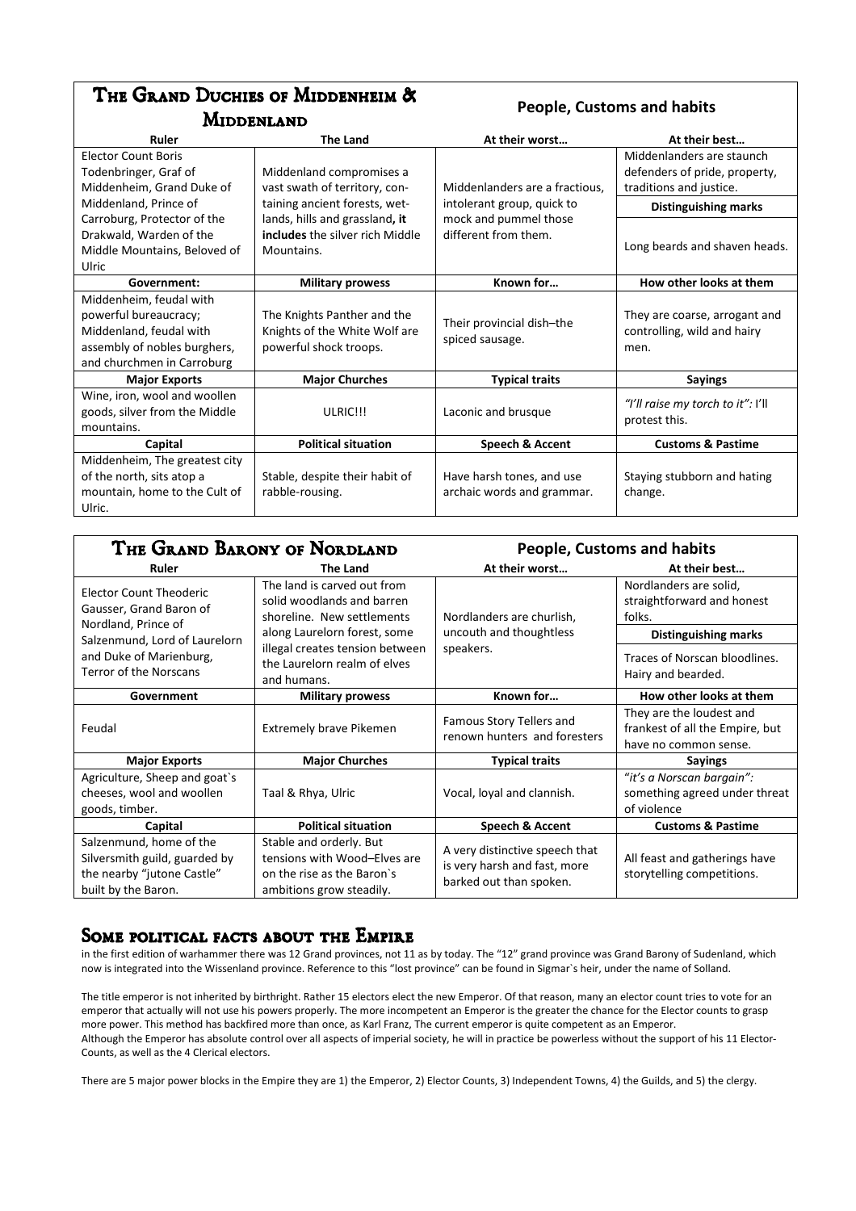## The Grand Duchies of Middenheim & Middenland

**People, Customs and habits**

| Ruler | The Land | At their worst… | At their best… |
|---|---|---|---|
| Elector Count Boris Todenbringer, Graf of Middenheim, Grand Duke of Middenland, Prince of Carroburg, Protector of the Drakwald, Warden of the Middle Mountains, Beloved of Ulric | Middenland compromises a vast swath of territory, con-taining ancient forests, wet-lands, hills and grassland**, it includes** the silver rich Middle Mountains. | Middenlanders are a fractious, intolerant group, quick to mock and pummel those different from them. | Middenlanders are staunch defenders of pride, property, traditions and justice. **Distinguishing marks** Long beards and shaven heads. |
| **Government:** | **Military prowess** | **Known for…** | **How other looks at them** |
| Middenheim, feudal with powerful bureaucracy; Middenland, feudal with assembly of nobles burghers, and churchmen in Carroburg | The Knights Panther and the Knights of the White Wolf are powerful shock troops. | Their provincial dish–the spiced sausage. | They are coarse, arrogant and controlling, wild and hairy men. |
| **Major Exports** | **Major Churches** | **Typical traits** | **Sayings** |
| Wine, iron, wool and woollen goods, silver from the Middle mountains. | ULRIC!!! | Laconic and brusque | *"I'll raise my torch to it":* I'll protest this. |
| **Capital** | **Political situation** | **Speech & Accent** | **Customs & Pastime** |
| Middenheim, The greatest city of the north, sits atop a mountain, home to the Cult of Ulric. | Stable, despite their habit of rabble-rousing. | Have harsh tones, and use archaic words and grammar. | Staying stubborn and hating change. |

## The Grand Barony of Nordland

**People, Customs and habits**

| Ruler | The Land | At their worst… | At their best… |
|---|---|---|---|
| Elector Count Theoderic Gausser, Grand Baron of Nordland, Prince of Salzenmund, Lord of Laurelorn and Duke of Marienburg, Terror of the Norscans | The land is carved out from solid woodlands and barren shoreline. New settlements along Laurelorn forest, some illegal creates tension between the Laurelorn realm of elves and humans. | Nordlanders are churlish, uncouth and thoughtless speakers. | Nordlanders are solid, straightforward and honest folks. **Distinguishing marks** Traces of Norscan bloodlines. Hairy and bearded. |
| **Government** | **Military prowess** | **Known for…** | **How other looks at them** |
| Feudal | Extremely brave Pikemen | Famous Story Tellers and renown hunters and foresters | They are the loudest and frankest of all the Empire, but have no common sense. |
| **Major Exports** | **Major Churches** | **Typical traits** | **Sayings** |
| Agriculture, Sheep and goat`s cheeses, wool and woollen goods, timber. | Taal & Rhya, Ulric | Vocal, loyal and clannish. | *"it's a Norscan bargain":* something agreed under threat of violence |
| **Capital** | **Political situation** | **Speech & Accent** | **Customs & Pastime** |
| Salzenmund, home of the Silversmith guild, guarded by the nearby "jutone Castle" built by the Baron. | Stable and orderly. But tensions with Wood–Elves are on the rise as the Baron`s ambitions grow steadily. | A very distinctive speech that is very harsh and fast, more barked out than spoken. | All feast and gatherings have storytelling competitions. |

## Some political facts about the Empire

in the first edition of warhammer there was 12 Grand provinces, not 11 as by today. The "12" grand province was Grand Barony of Sudenland, which now is integrated into the Wissenland province. Reference to this "lost province" can be found in Sigmar`s heir, under the name of Solland.

The title emperor is not inherited by birthright. Rather 15 electors elect the new Emperor. Of that reason, many an elector count tries to vote for an emperor that actually will not use his powers properly. The more incompetent an Emperor is the greater the chance for the Elector counts to grasp more power. This method has backfired more than once, as Karl Franz, The current emperor is quite competent as an Emperor.
Although the Emperor has absolute control over all aspects of imperial society, he will in practice be powerless without the support of his 11 Elector-Counts, as well as the 4 Clerical electors.

There are 5 major power blocks in the Empire they are 1) the Emperor, 2) Elector Counts, 3) Independent Towns, 4) the Guilds, and 5) the clergy.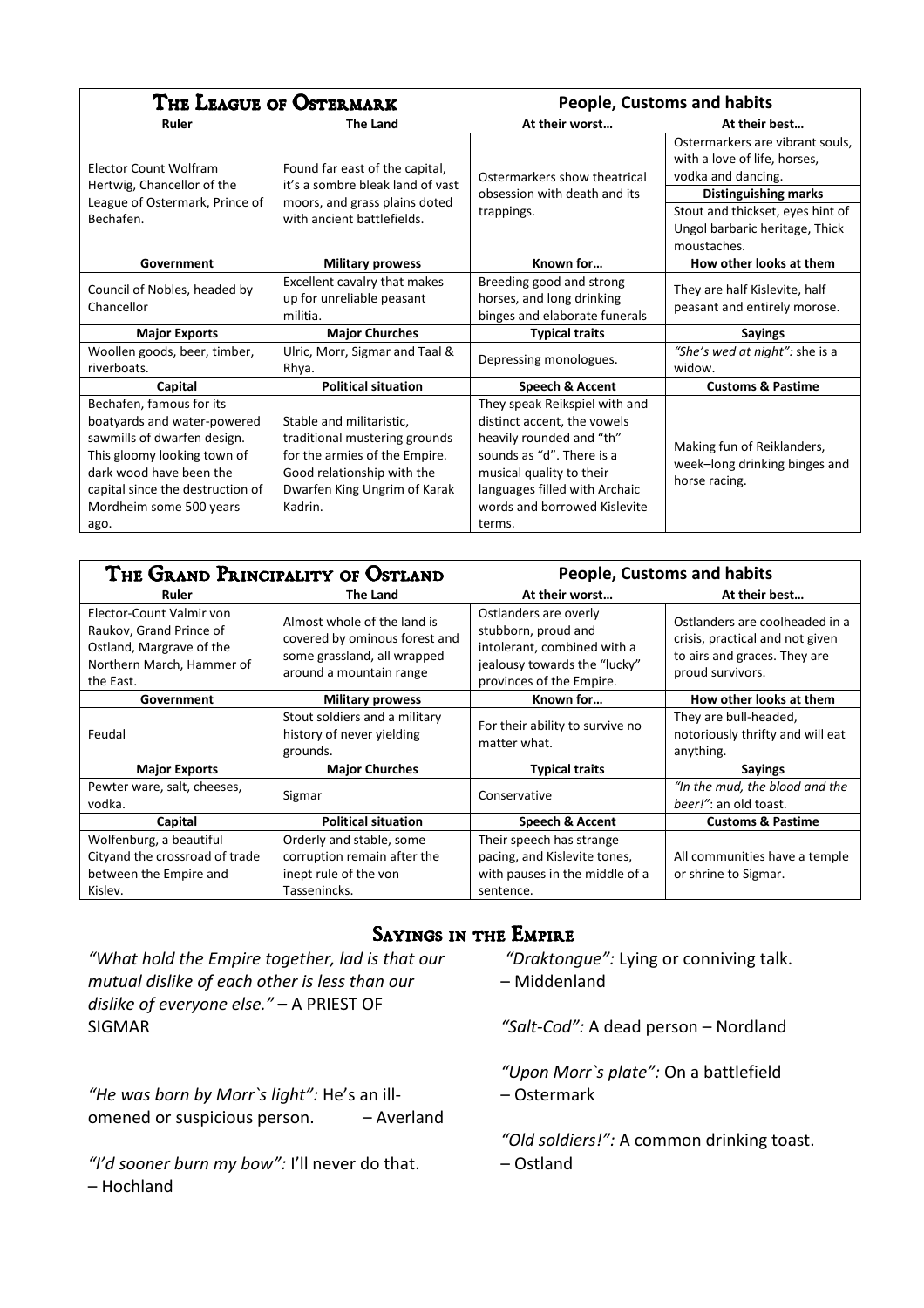| THE LEAGUE OF OSTERMARK | | People, Customs and habits | |
|---|---|---|---|
| **Ruler** | **The Land** | **At their worst…** | **At their best…** |
| Elector Count Wolfram Hertwig, Chancellor of the League of Ostermark, Prince of Bechafen. | Found far east of the capital, it's a sombre bleak land of vast moors, and grass plains doted with ancient battlefields. | Ostermarkers show theatrical obsession with death and its trappings. | Ostermarkers are vibrant souls, with a love of life, horses, vodka and dancing. **Distinguishing marks** Stout and thickset, eyes hint of Ungol barbaric heritage, Thick moustaches. |
| **Government** | **Military prowess** | **Known for…** | **How other looks at them** |
| Council of Nobles, headed by Chancellor | Excellent cavalry that makes up for unreliable peasant militia. | Breeding good and strong horses, and long drinking binges and elaborate funerals | They are half Kislevite, half peasant and entirely morose. |
| **Major Exports** | **Major Churches** | **Typical traits** | **Sayings** |
| Woollen goods, beer, timber, riverboats. | Ulric, Morr, Sigmar and Taal & Rhya. | Depressing monologues. | *"She's wed at night":* she is a widow. |
| **Capital** | **Political situation** | **Speech & Accent** | **Customs & Pastime** |
| Bechafen, famous for its boatyards and water-powered sawmills of dwarfen design. This gloomy looking town of dark wood have been the capital since the destruction of Mordheim some 500 years ago. | Stable and militaristic, traditional mustering grounds for the armies of the Empire. Good relationship with the Dwarfen King Ungrim of Karak Kadrin. | They speak Reikspiel with and distinct accent, the vowels heavily rounded and "th" sounds as "d". There is a musical quality to their languages filled with Archaic words and borrowed Kislevite terms. | Making fun of Reiklanders, week–long drinking binges and horse racing. |

| THE GRAND PRINCIPALITY OF OSTLAND | | People, Customs and habits | |
|---|---|---|---|
| **Ruler** | **The Land** | **At their worst…** | **At their best…** |
| Elector-Count Valmir von Raukov, Grand Prince of Ostland, Margrave of the Northern March, Hammer of the East. | Almost whole of the land is covered by ominous forest and some grassland, all wrapped around a mountain range | Ostlanders are overly stubborn, proud and intolerant, combined with a jealousy towards the "lucky" provinces of the Empire. | Ostlanders are coolheaded in a crisis, practical and not given to airs and graces. They are proud survivors. |
| **Government** | **Military prowess** | **Known for…** | **How other looks at them** |
| Feudal | Stout soldiers and a military history of never yielding grounds. | For their ability to survive no matter what. | They are bull-headed, notoriously thrifty and will eat anything. |
| **Major Exports** | **Major Churches** | **Typical traits** | **Sayings** |
| Pewter ware, salt, cheeses, vodka. | Sigmar | Conservative | *"In the mud, the blood and the beer!"*: an old toast. |
| **Capital** | **Political situation** | **Speech & Accent** | **Customs & Pastime** |
| Wolfenburg, a beautiful Cityand the crossroad of trade between the Empire and Kislev. | Orderly and stable, some corruption remain after the inept rule of the von Tassenincks. | Their speech has strange pacing, and Kislevite tones, with pauses in the middle of a sentence. | All communities have a temple or shrine to Sigmar. |

## SAYINGS IN THE EMPIRE

*"What hold the Empire together, lad is that our mutual dislike of each other is less than our dislike of everyone else."* – A PRIEST OF SIGMAR

*"He was born by Morr`s light":* He's an ill-omened or suspicious person. – Averland

*"I'd sooner burn my bow":* I'll never do that. – Hochland

*"Draktongue":* Lying or conniving talk. – Middenland

*"Salt-Cod":* A dead person – Nordland

*"Upon Morr`s plate":* On a battlefield – Ostermark

*"Old soldiers!":* A common drinking toast. – Ostland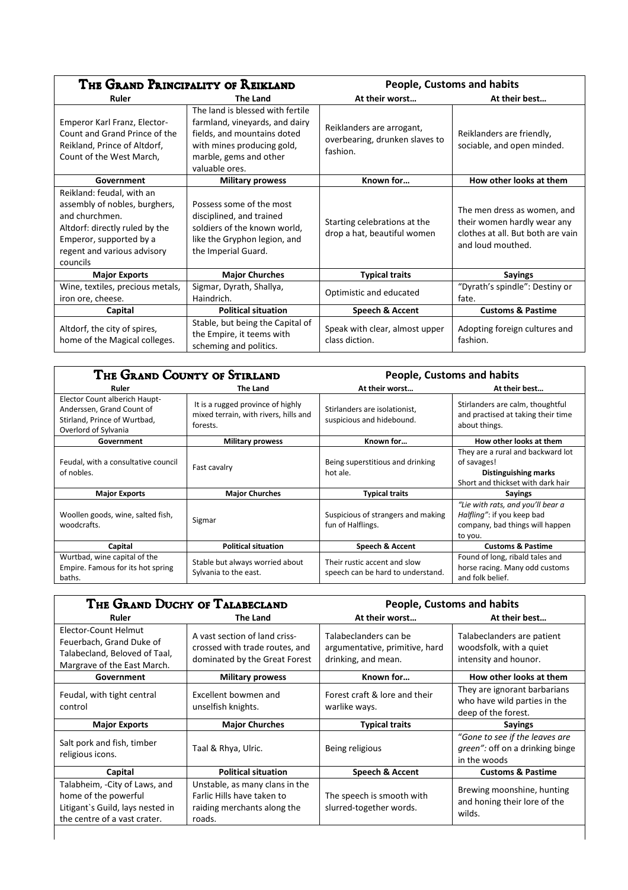| The Grand Principality of Reikland | | People, Customs and habits | |
|---|---|---|---|
| **Ruler** | **The Land** | **At their worst…** | **At their best…** |
| Emperor Karl Franz, Elector-Count and Grand Prince of the Reikland, Prince of Altdorf, Count of the West March, | The land is blessed with fertile farmland, vineyards, and dairy fields, and mountains doted with mines producing gold, marble, gems and other valuable ores. | Reiklanders are arrogant, overbearing, drunken slaves to fashion. | Reiklanders are friendly, sociable, and open minded. |
| **Government** | **Military prowess** | **Known for…** | **How other looks at them** |
| Reikland: feudal, with an assembly of nobles, burghers, and churchmen. Altdorf: directly ruled by the Emperor, supported by a regent and various advisory councils | Possess some of the most disciplined, and trained soldiers of the known world, like the Gryphon legion, and the Imperial Guard. | Starting celebrations at the drop a hat, beautiful women | The men dress as women, and their women hardly wear any clothes at all. But both are vain and loud mouthed. |
| **Major Exports** | **Major Churches** | **Typical traits** | **Sayings** |
| Wine, textiles, precious metals, iron ore, cheese. | Sigmar, Dyrath, Shallya, Haindrich. | Optimistic and educated | "Dyrath's spindle": Destiny or fate. |
| **Capital** | **Political situation** | **Speech & Accent** | **Customs & Pastime** |
| Altdorf, the city of spires, home of the Magical colleges. | Stable, but being the Capital of the Empire, it teems with scheming and politics. | Speak with clear, almost upper class diction. | Adopting foreign cultures and fashion. |

| The Grand County of Stirland | | People, Customs and habits | |
|---|---|---|---|
| **Ruler** | **The Land** | **At their worst…** | **At their best…** |
| Elector Count alberich Haupt-Anderssen, Grand Count of Stirland, Prince of Wurtbad, Overlord of Sylvania | It is a rugged province of highly mixed terrain, with rivers, hills and forests. | Stirlanders are isolationist, suspicious and hidebound. | Stirlanders are calm, thoughtful and practised at taking their time about things. |
| **Government** | **Military prowess** | **Known for…** | **How other looks at them** |
| Feudal, with a consultative council of nobles. | Fast cavalry | Being superstitious and drinking hot ale. | They are a rural and backward lot of savages! **Distinguishing marks** Short and thickset with dark hair |
| **Major Exports** | **Major Churches** | **Typical traits** | **Sayings** |
| Woollen goods, wine, salted fish, woodcrafts. | Sigmar | Suspicious of strangers and making fun of Halflings. | *"Lie with rats, and you'll bear a Halfling"*: if you keep bad company, bad things will happen to you. |
| **Capital** | **Political situation** | **Speech & Accent** | **Customs & Pastime** |
| Wurtbad, wine capital of the Empire. Famous for its hot spring baths. | Stable but always worried about Sylvania to the east. | Their rustic accent and slow speech can be hard to understand. | Found of long, ribald tales and horse racing. Many odd customs and folk belief. |

| The Grand Duchy of Talabecland | | People, Customs and habits | |
|---|---|---|---|
| **Ruler** | **The Land** | **At their worst…** | **At their best…** |
| Elector-Count Helmut Feuerbach, Grand Duke of Talabecland, Beloved of Taal, Margrave of the East March. | A vast section of land criss-crossed with trade routes, and dominated by the Great Forest | Talabeclanders can be argumentative, primitive, hard drinking, and mean. | Talabeclanders are patient woodsfolk, with a quiet intensity and hounor. |
| **Government** | **Military prowess** | **Known for…** | **How other looks at them** |
| Feudal, with tight central control | Excellent bowmen and unselfish knights. | Forest craft & lore and their warlike ways. | They are ignorant barbarians who have wild parties in the deep of the forest. |
| **Major Exports** | **Major Churches** | **Typical traits** | **Sayings** |
| Salt pork and fish, timber religious icons. | Taal & Rhya, Ulric. | Being religious | "*Gone to see if the leaves are green"*: off on a drinking binge in the woods |
| **Capital** | **Political situation** | **Speech & Accent** | **Customs & Pastime** |
| Talabheim, -City of Laws, and home of the powerful Litigant`s Guild, lays nested in the centre of a vast crater. | Unstable, as many clans in the Farlic Hills have taken to raiding merchants along the roads. | The speech is smooth with slurred-together words. | Brewing moonshine, hunting and honing their lore of the wilds. |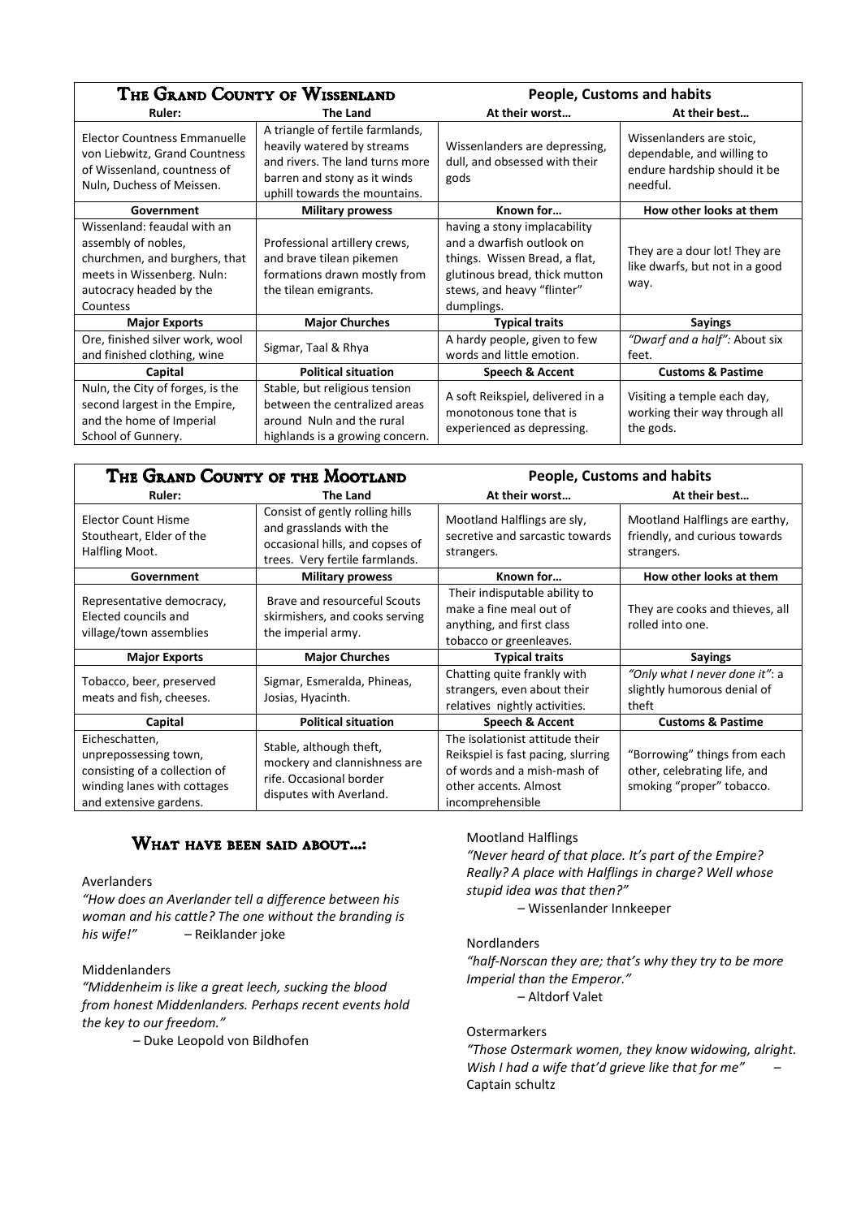| The Grand County of Wissenland | | People, Customs and habits | |
|---|---|---|---|
| **Ruler:** | **The Land** | **At their worst…** | **At their best…** |
| Elector Countness Emmanuelle von Liebwitz, Grand Countness of Wissenland, countness of Nuln, Duchess of Meissen. | A triangle of fertile farmlands, heavily watered by streams and rivers. The land turns more barren and stony as it winds uphill towards the mountains. | Wissenlanders are depressing, dull, and obsessed with their gods | Wissenlanders are stoic, dependable, and willing to endure hardship should it be needful. |
| **Government** | **Military prowess** | **Known for…** | **How other looks at them** |
| Wissenland: feaudal with an assembly of nobles, churchmen, and burghers, that meets in Wissenberg. Nuln: autocracy headed by the Countess | Professional artillery crews, and brave tilean pikemen formations drawn mostly from the tilean emigrants. | having a stony implacability and a dwarfish outlook on things. Wissen Bread, a flat, glutinous bread, thick mutton stews, and heavy "flinter" dumplings. | They are a dour lot! They are like dwarfs, but not in a good way. |
| **Major Exports** | **Major Churches** | **Typical traits** | **Sayings** |
| Ore, finished silver work, wool and finished clothing, wine | Sigmar, Taal & Rhya | A hardy people, given to few words and little emotion. | *"Dwarf and a half":* About six feet. |
| **Capital** | **Political situation** | **Speech & Accent** | **Customs & Pastime** |
| Nuln, the City of forges, is the second largest in the Empire, and the home of Imperial School of Gunnery. | Stable, but religious tension between the centralized areas around Nuln and the rural highlands is a growing concern. | A soft Reikspiel, delivered in a monotonous tone that is experienced as depressing. | Visiting a temple each day, working their way through all the gods. |

| The Grand County of the Mootland | | People, Customs and habits | |
|---|---|---|---|
| **Ruler:** | **The Land** | **At their worst…** | **At their best…** |
| Elector Count Hisme Stoutheart, Elder of the Halfling Moot. | Consist of gently rolling hills and grasslands with the occasional hills, and copses of trees. Very fertile farmlands. | Mootland Halflings are sly, secretive and sarcastic towards strangers. | Mootland Halflings are earthy, friendly, and curious towards strangers. |
| **Government** | **Military prowess** | **Known for…** | **How other looks at them** |
| Representative democracy, Elected councils and village/town assemblies | Brave and resourceful Scouts skirmishers, and cooks serving the imperial army. | Their indisputable ability to make a fine meal out of anything, and first class tobacco or greenleaves. | They are cooks and thieves, all rolled into one. |
| **Major Exports** | **Major Churches** | **Typical traits** | **Sayings** |
| Tobacco, beer, preserved meats and fish, cheeses. | Sigmar, Esmeralda, Phineas, Josias, Hyacinth. | Chatting quite frankly with strangers, even about their relatives nightly activities. | *"Only what I never done it"*: a slightly humorous denial of theft |
| **Capital** | **Political situation** | **Speech & Accent** | **Customs & Pastime** |
| Eicheschatten, unprepossessing town, consisting of a collection of winding lanes with cottages and extensive gardens. | Stable, although theft, mockery and clannishness are rife. Occasional border disputes with Averland. | The isolationist attitude their Reikspiel is fast pacing, slurring of words and a mish-mash of other accents. Almost incomprehensible | "Borrowing" things from each other, celebrating life, and smoking "proper" tobacco. |

## What have been said about…:

Averlanders

*"How does an Averlander tell a difference between his woman and his cattle? The one without the branding is his wife!"* – Reiklander joke

Middenlanders

*"Middenheim is like a great leech, sucking the blood from honest Middenlanders. Perhaps recent events hold the key to our freedom."*

– Duke Leopold von Bildhofen

Mootland Halflings

*"Never heard of that place. It's part of the Empire? Really? A place with Halflings in charge? Well whose stupid idea was that then?"*

– Wissenlander Innkeeper

Nordlanders

*"half-Norscan they are; that's why they try to be more Imperial than the Emperor."*

– Altdorf Valet

Ostermarkers

*"Those Ostermark women, they know widowing, alright. Wish I had a wife that'd grieve like that for me"* – Captain schultz